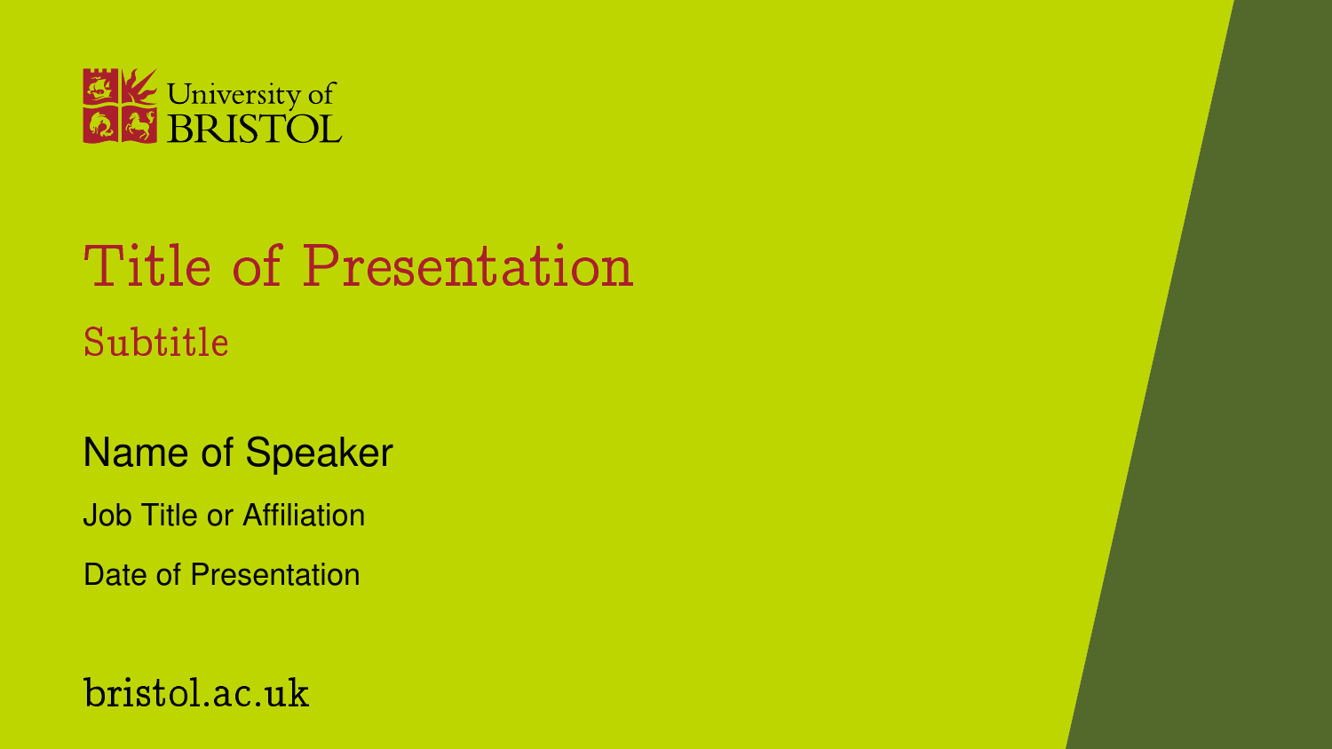University of BRISTOL

# Title of Presentation

## Subtitle

Name of Speaker

Job Title or Affiliation

Date of Presentation

bristol.ac.uk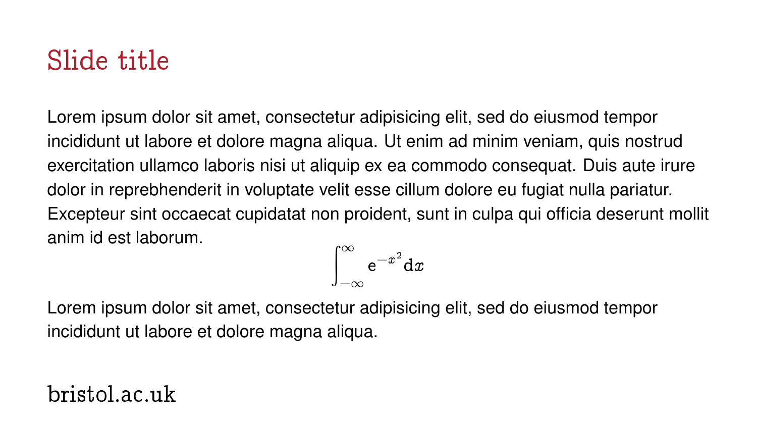# Slide title

Lorem ipsum dolor sit amet, consectetur adipisicing elit, sed do eiusmod tempor incididunt ut labore et dolore magna aliqua. Ut enim ad minim veniam, quis nostrud exercitation ullamco laboris nisi ut aliquip ex ea commodo consequat. Duis aute irure dolor in reprebhenderit in voluptate velit esse cillum dolore eu fugiat nulla pariatur. Excepteur sint occaecat cupidatat non proident, sunt in culpa qui officia deserunt mollit anim id est laborum.

$$\int_{-\infty}^{\infty} \mathrm{e}^{-x^2} \mathrm{d}x$$

Lorem ipsum dolor sit amet, consectetur adipisicing elit, sed do eiusmod tempor incididunt ut labore et dolore magna aliqua.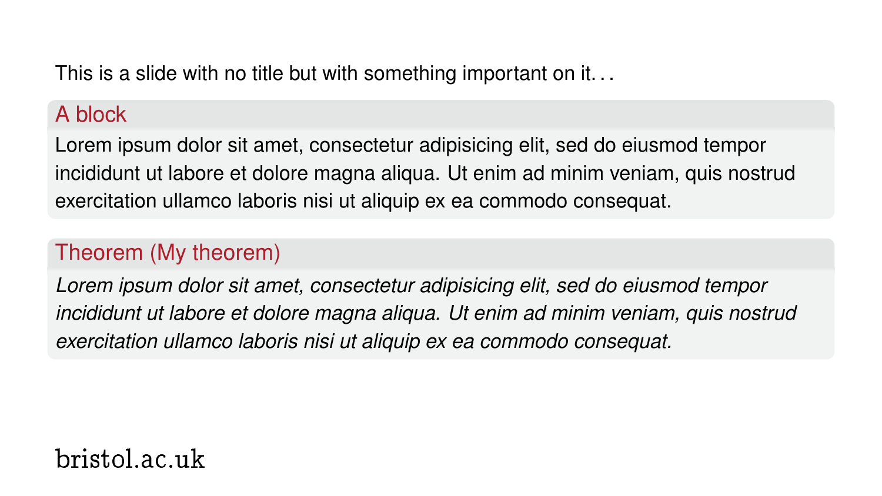This is a slide with no title but with something important on it...

**A block**

Lorem ipsum dolor sit amet, consectetur adipisicing elit, sed do eiusmod tempor incididunt ut labore et dolore magna aliqua. Ut enim ad minim veniam, quis nostrud exercitation ullamco laboris nisi ut aliquip ex ea commodo consequat.

**Theorem (My theorem)**

*Lorem ipsum dolor sit amet, consectetur adipisicing elit, sed do eiusmod tempor incididunt ut labore et dolore magna aliqua. Ut enim ad minim veniam, quis nostrud exercitation ullamco laboris nisi ut aliquip ex ea commodo consequat.*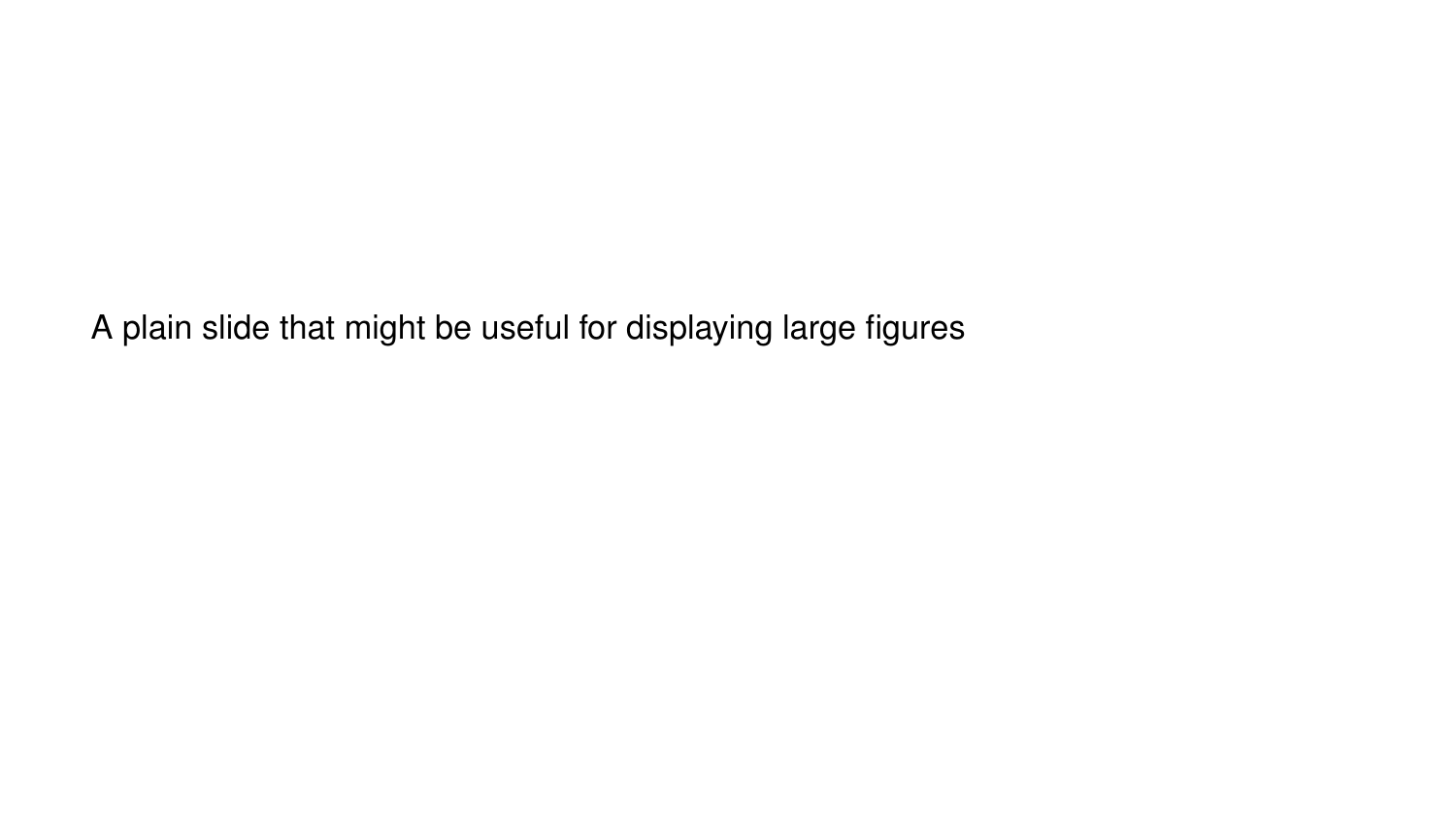A plain slide that might be useful for displaying large figures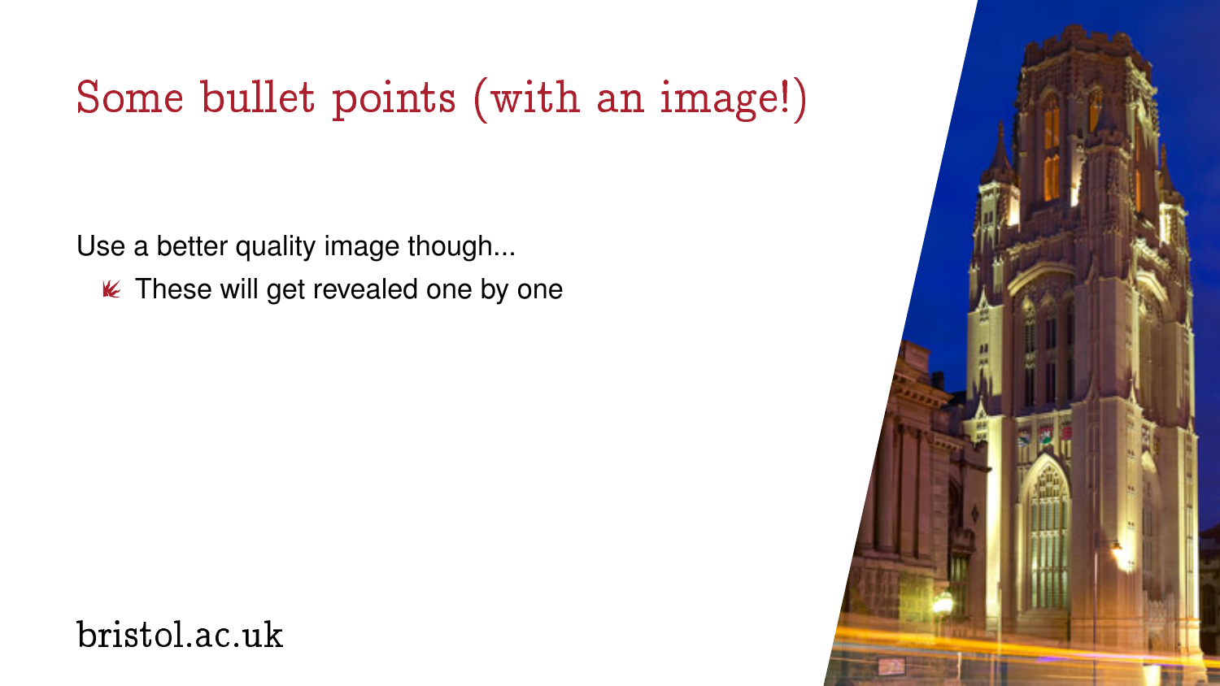# Some bullet points (with an image!)

Use a better quality image though...

- These will get revealed one by one

bristol.ac.uk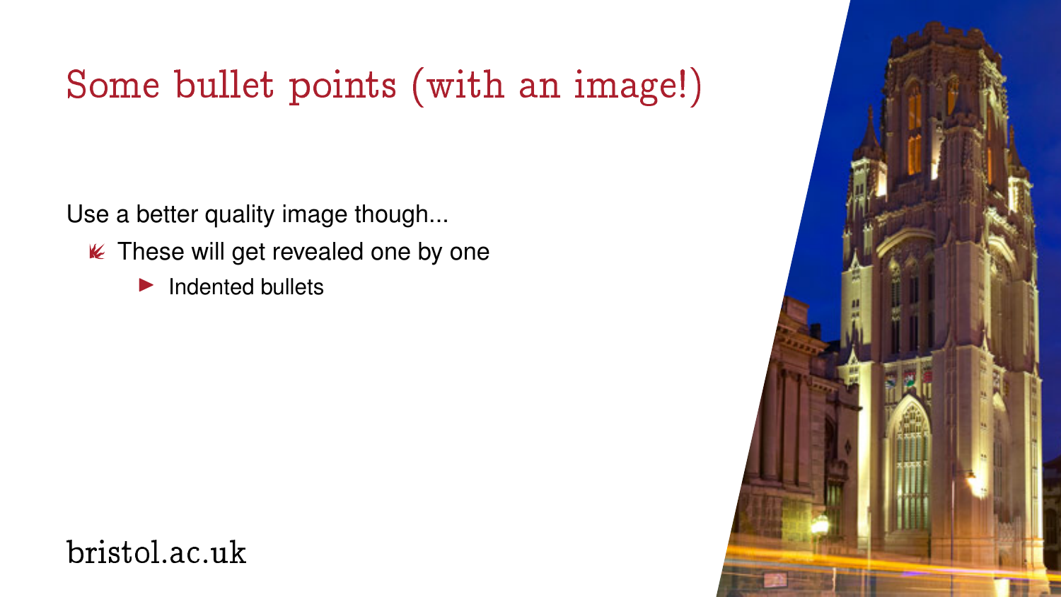# Some bullet points (with an image!)

Use a better quality image though...

- These will get revealed one by one
  - Indented bullets

bristol.ac.uk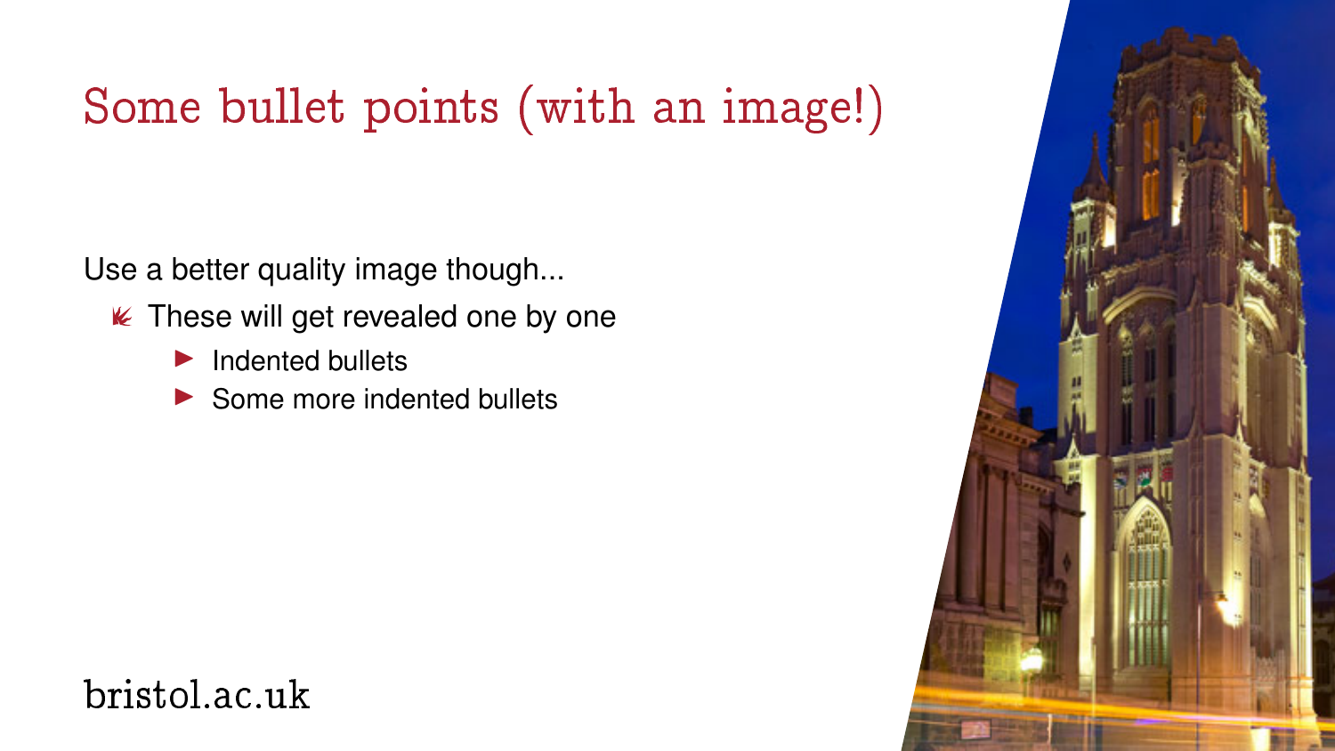# Some bullet points (with an image!)

Use a better quality image though...

- These will get revealed one by one
  - Indented bullets
  - Some more indented bullets

bristol.ac.uk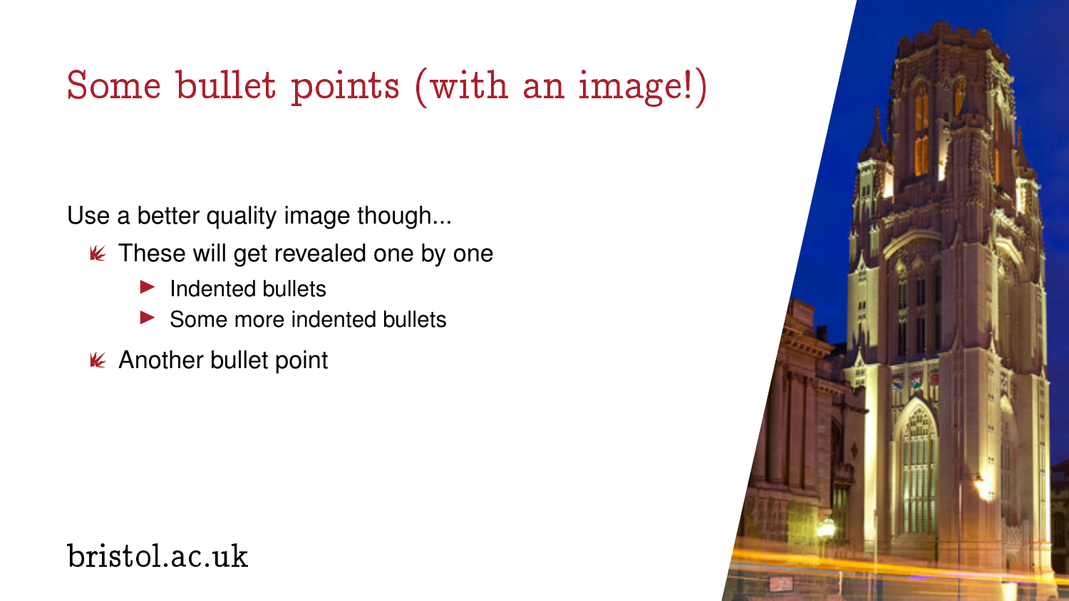# Some bullet points (with an image!)

Use a better quality image though...

- These will get revealed one by one
  - Indented bullets
  - Some more indented bullets
- Another bullet point

bristol.ac.uk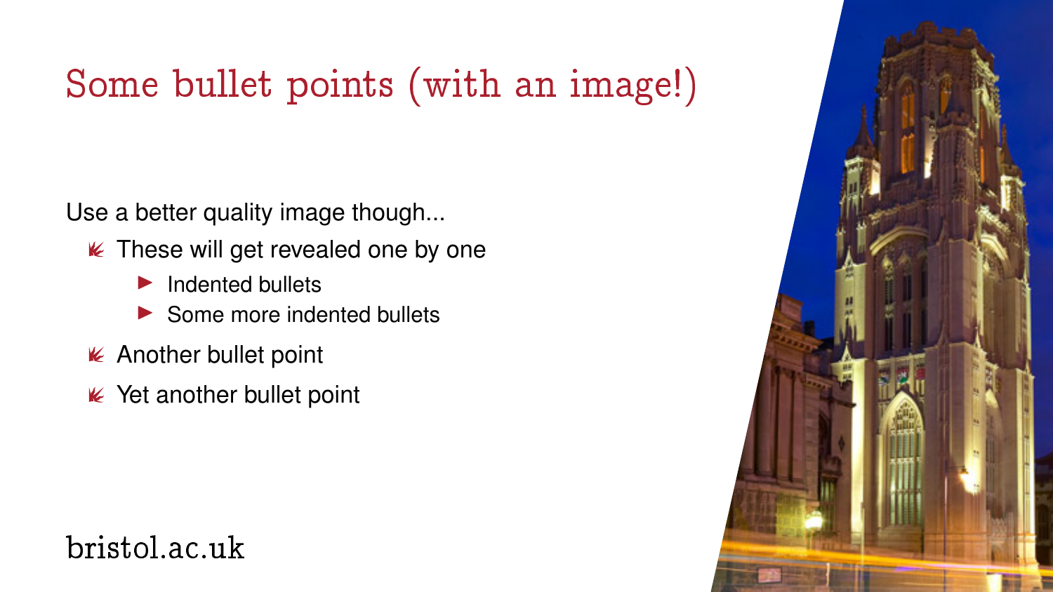# Some bullet points (with an image!)

Use a better quality image though...

- These will get revealed one by one
  - Indented bullets
  - Some more indented bullets
- Another bullet point
- Yet another bullet point

bristol.ac.uk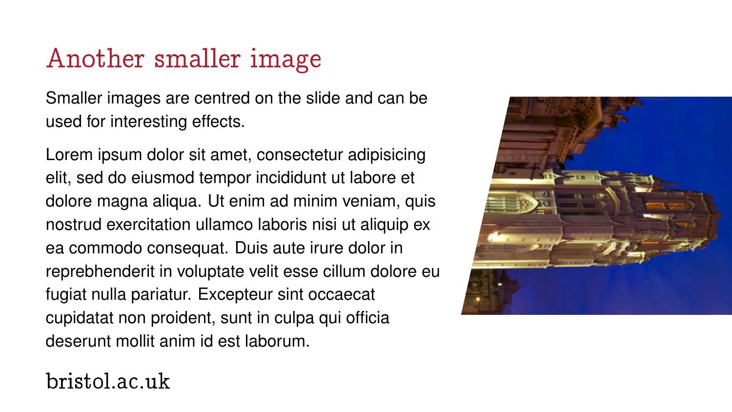# Another smaller image

Smaller images are centred on the slide and can be used for interesting effects.

Lorem ipsum dolor sit amet, consectetur adipisicing elit, sed do eiusmod tempor incididunt ut labore et dolore magna aliqua. Ut enim ad minim veniam, quis nostrud exercitation ullamco laboris nisi ut aliquip ex ea commodo consequat. Duis aute irure dolor in reprebhenderit in voluptate velit esse cillum dolore eu fugiat nulla pariatur. Excepteur sint occaecat cupidatat non proident, sunt in culpa qui officia deserunt mollit anim id est laborum.